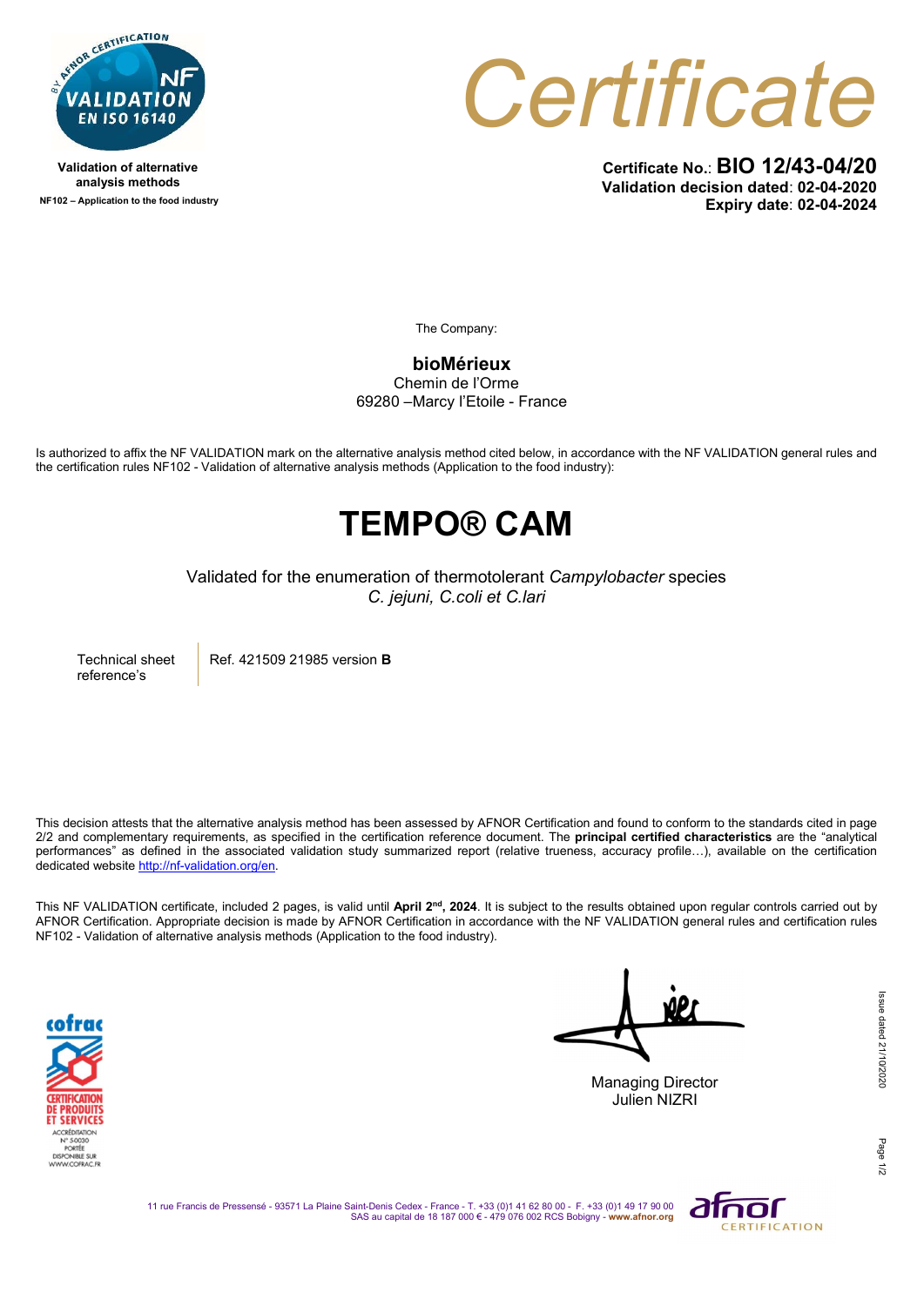Validation of alternative analysis methods

NF102 – Application to the food industry

# Certificate

**Certificate No.: BIO 12/43-04/20**
**Validation decision dated: 02-04-2020**
**Expiry date: 02-04-2024**

The Company:

**bioMérieux**
Chemin de l'Orme
69280 –Marcy l'Etoile - France

Is authorized to affix the NF VALIDATION mark on the alternative analysis method cited below, in accordance with the NF VALIDATION general rules and the certification rules NF102 - Validation of alternative analysis methods (Application to the food industry):

# TEMPO® CAM

Validated for the enumeration of thermotolerant *Campylobacter* species
*C. jejuni, C.coli et C.lari*

| Technical sheet reference's | Ref. 421509 21985 version **B** |
| --- | --- |

This decision attests that the alternative analysis method has been assessed by AFNOR Certification and found to conform to the standards cited in page 2/2 and complementary requirements, as specified in the certification reference document. The **principal certified characteristics** are the "analytical performances" as defined in the associated validation study summarized report (relative trueness, accuracy profile…), available on the certification dedicated website http://nf-validation.org/en.

This NF VALIDATION certificate, included 2 pages, is valid until **April 2nd, 2024**. It is subject to the results obtained upon regular controls carried out by AFNOR Certification. Appropriate decision is made by AFNOR Certification in accordance with the NF VALIDATION general rules and certification rules NF102 - Validation of alternative analysis methods (Application to the food industry).

Managing Director
Julien NIZRI

Issue dated 21/10/2020

11 rue Francis de Pressensé - 93571 La Plaine Saint-Denis Cedex - France - T. +33 (0)1 41 62 80 00 - F. +33 (0)1 49 17 90 00
SAS au capital de 18 187 000 € - 479 076 002 RCS Bobigny - www.afnor.org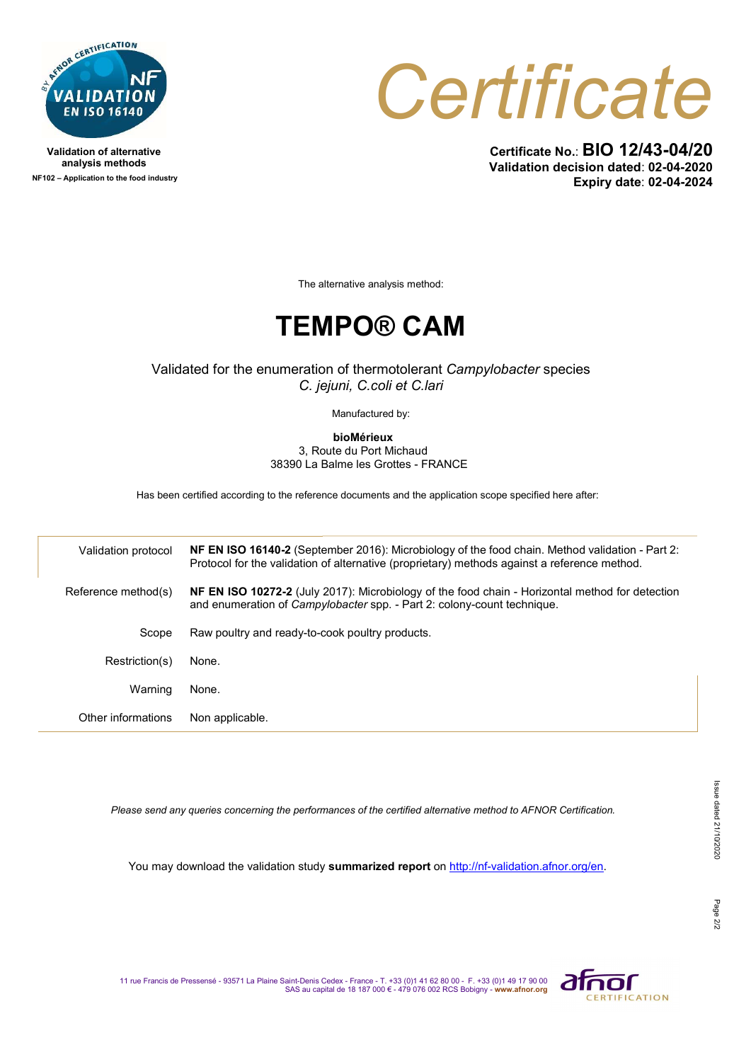Validation of alternative analysis methods

NF102 – Application to the food industry

# Certificate

**Certificate No.**: **BIO 12/43-04/20**
**Validation decision dated**: **02-04-2020**
**Expiry date**: **02-04-2024**

The alternative analysis method:

# TEMPO® CAM

Validated for the enumeration of thermotolerant *Campylobacter* species
*C. jejuni, C.coli et C.lari*

Manufactured by:

**bioMérieux**
3, Route du Port Michaud
38390 La Balme les Grottes - FRANCE

Has been certified according to the reference documents and the application scope specified here after:

| | |
|---|---|
| Validation protocol | **NF EN ISO 16140-2** (September 2016): Microbiology of the food chain. Method validation - Part 2: Protocol for the validation of alternative (proprietary) methods against a reference method. |
| Reference method(s) | **NF EN ISO 10272-2** (July 2017): Microbiology of the food chain - Horizontal method for detection and enumeration of *Campylobacter* spp. - Part 2: colony-count technique. |
| Scope | Raw poultry and ready-to-cook poultry products. |
| Restriction(s) | None. |
| Warning | None. |
| Other informations | Non applicable. |

*Please send any queries concerning the performances of the certified alternative method to AFNOR Certification.*

You may download the validation study **summarized report** on http://nf-validation.afnor.org/en.

Issue dated 21/10/2020

11 rue Francis de Pressensé - 93571 La Plaine Saint-Denis Cedex - France - T. +33 (0)1 41 62 80 00 - F. +33 (0)1 49 17 90 00
SAS au capital de 18 187 000 € - 479 076 002 RCS Bobigny - **www.afnor.org**